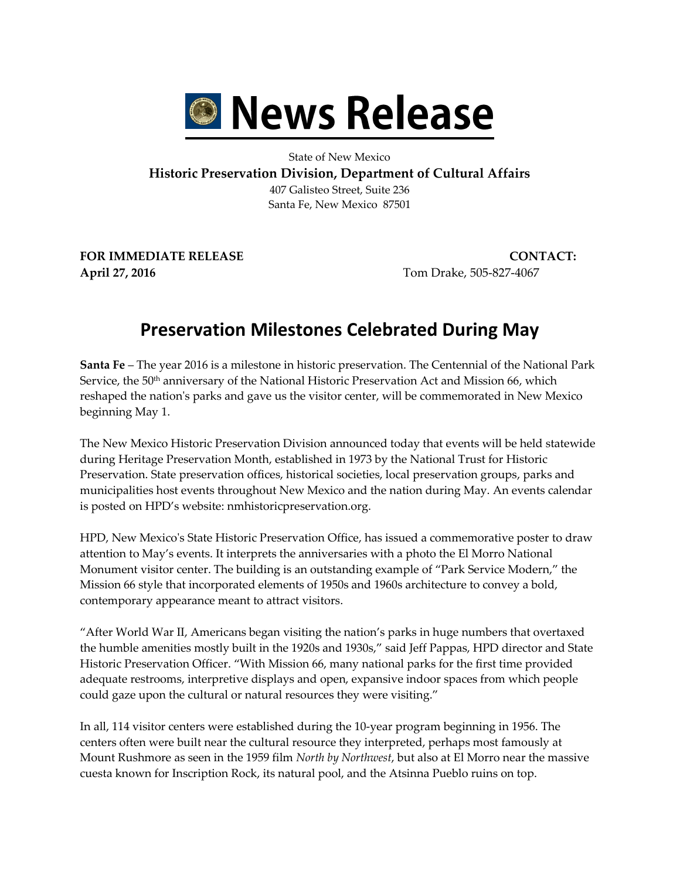# News Release

State of New Mexico
**Historic Preservation Division, Department of Cultural Affairs**
407 Galisteo Street, Suite 236
Santa Fe, New Mexico 87501

**FOR IMMEDIATE RELEASE**
**April 27, 2016**

**CONTACT:**
Tom Drake, 505-827-4067

## Preservation Milestones Celebrated During May

**Santa Fe** – The year 2016 is a milestone in historic preservation. The Centennial of the National Park Service, the 50th anniversary of the National Historic Preservation Act and Mission 66, which reshaped the nation's parks and gave us the visitor center, will be commemorated in New Mexico beginning May 1.

The New Mexico Historic Preservation Division announced today that events will be held statewide during Heritage Preservation Month, established in 1973 by the National Trust for Historic Preservation. State preservation offices, historical societies, local preservation groups, parks and municipalities host events throughout New Mexico and the nation during May. An events calendar is posted on HPD's website: nmhistoricpreservation.org.

HPD, New Mexico's State Historic Preservation Office, has issued a commemorative poster to draw attention to May's events. It interprets the anniversaries with a photo the El Morro National Monument visitor center. The building is an outstanding example of "Park Service Modern," the Mission 66 style that incorporated elements of 1950s and 1960s architecture to convey a bold, contemporary appearance meant to attract visitors.

"After World War II, Americans began visiting the nation's parks in huge numbers that overtaxed the humble amenities mostly built in the 1920s and 1930s," said Jeff Pappas, HPD director and State Historic Preservation Officer. "With Mission 66, many national parks for the first time provided adequate restrooms, interpretive displays and open, expansive indoor spaces from which people could gaze upon the cultural or natural resources they were visiting."

In all, 114 visitor centers were established during the 10-year program beginning in 1956. The centers often were built near the cultural resource they interpreted, perhaps most famously at Mount Rushmore as seen in the 1959 film *North by Northwest*, but also at El Morro near the massive cuesta known for Inscription Rock, its natural pool, and the Atsinna Pueblo ruins on top.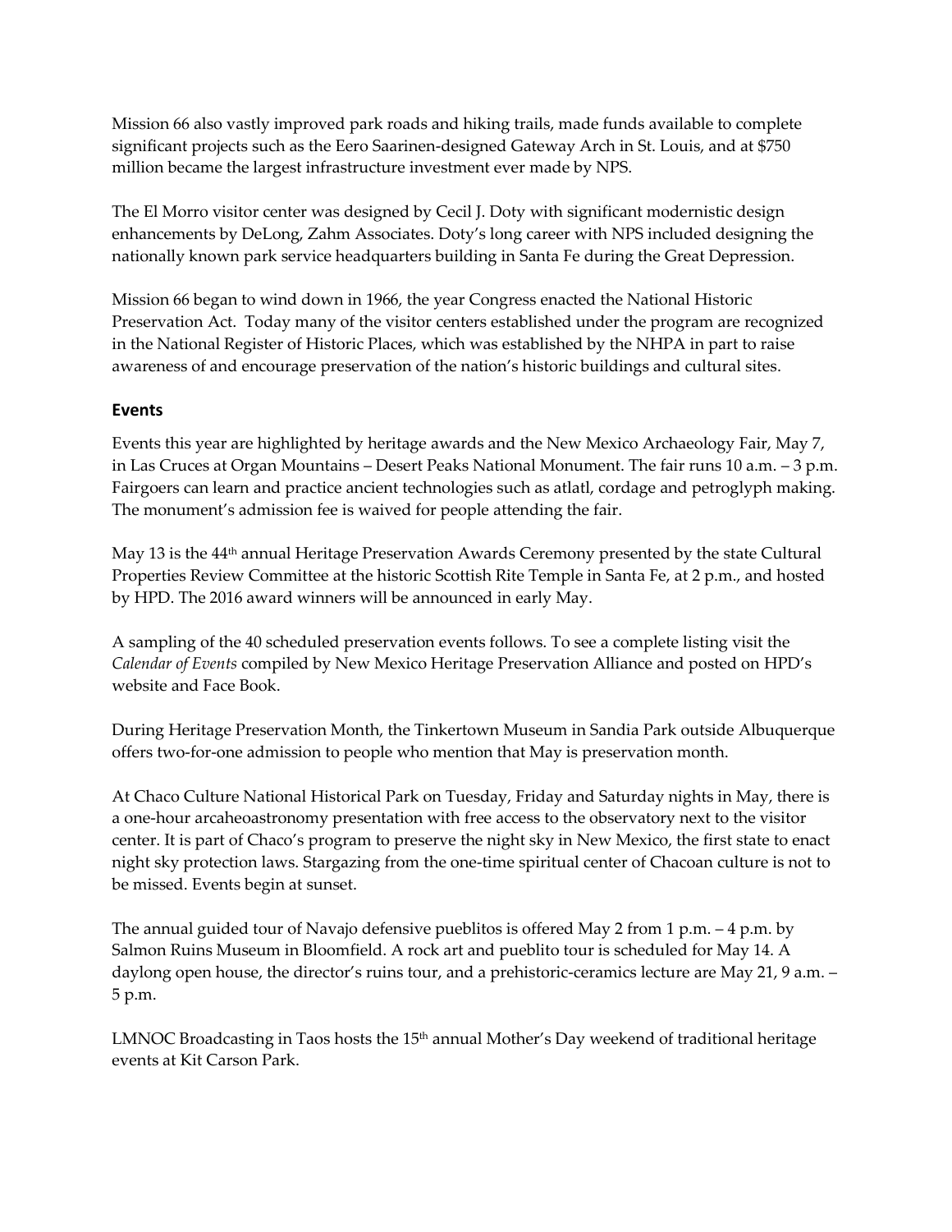Mission 66 also vastly improved park roads and hiking trails, made funds available to complete significant projects such as the Eero Saarinen-designed Gateway Arch in St. Louis, and at $750 million became the largest infrastructure investment ever made by NPS.

The El Morro visitor center was designed by Cecil J. Doty with significant modernistic design enhancements by DeLong, Zahm Associates. Doty's long career with NPS included designing the nationally known park service headquarters building in Santa Fe during the Great Depression.

Mission 66 began to wind down in 1966, the year Congress enacted the National Historic Preservation Act. Today many of the visitor centers established under the program are recognized in the National Register of Historic Places, which was established by the NHPA in part to raise awareness of and encourage preservation of the nation's historic buildings and cultural sites.

## Events

Events this year are highlighted by heritage awards and the New Mexico Archaeology Fair, May 7, in Las Cruces at Organ Mountains – Desert Peaks National Monument. The fair runs 10 a.m. – 3 p.m. Fairgoers can learn and practice ancient technologies such as atlatl, cordage and petroglyph making. The monument's admission fee is waived for people attending the fair.

May 13 is the 44th annual Heritage Preservation Awards Ceremony presented by the state Cultural Properties Review Committee at the historic Scottish Rite Temple in Santa Fe, at 2 p.m., and hosted by HPD. The 2016 award winners will be announced in early May.

A sampling of the 40 scheduled preservation events follows. To see a complete listing visit the *Calendar of Events* compiled by New Mexico Heritage Preservation Alliance and posted on HPD's website and Face Book.

During Heritage Preservation Month, the Tinkertown Museum in Sandia Park outside Albuquerque offers two-for-one admission to people who mention that May is preservation month.

At Chaco Culture National Historical Park on Tuesday, Friday and Saturday nights in May, there is a one-hour arcaheoastronomy presentation with free access to the observatory next to the visitor center. It is part of Chaco's program to preserve the night sky in New Mexico, the first state to enact night sky protection laws. Stargazing from the one-time spiritual center of Chacoan culture is not to be missed. Events begin at sunset.

The annual guided tour of Navajo defensive pueblitos is offered May 2 from 1 p.m. – 4 p.m. by Salmon Ruins Museum in Bloomfield. A rock art and pueblito tour is scheduled for May 14. A daylong open house, the director's ruins tour, and a prehistoric-ceramics lecture are May 21, 9 a.m. – 5 p.m.

LMNOC Broadcasting in Taos hosts the 15th annual Mother's Day weekend of traditional heritage events at Kit Carson Park.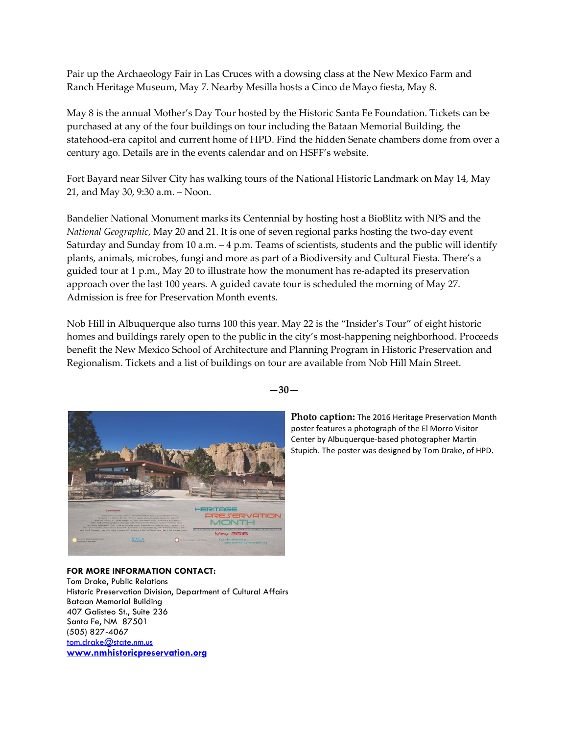Pair up the Archaeology Fair in Las Cruces with a dowsing class at the New Mexico Farm and Ranch Heritage Museum, May 7. Nearby Mesilla hosts a Cinco de Mayo fiesta, May 8.

May 8 is the annual Mother's Day Tour hosted by the Historic Santa Fe Foundation. Tickets can be purchased at any of the four buildings on tour including the Bataan Memorial Building, the statehood-era capitol and current home of HPD. Find the hidden Senate chambers dome from over a century ago. Details are in the events calendar and on HSFF's website.

Fort Bayard near Silver City has walking tours of the National Historic Landmark on May 14, May 21, and May 30, 9:30 a.m. – Noon.

Bandelier National Monument marks its Centennial by hosting host a BioBlitz with NPS and the *National Geographic*, May 20 and 21. It is one of seven regional parks hosting the two-day event Saturday and Sunday from 10 a.m. – 4 p.m. Teams of scientists, students and the public will identify plants, animals, microbes, fungi and more as part of a Biodiversity and Cultural Fiesta. There's a guided tour at 1 p.m., May 20 to illustrate how the monument has re-adapted its preservation approach over the last 100 years. A guided cavate tour is scheduled the morning of May 27. Admission is free for Preservation Month events.

Nob Hill in Albuquerque also turns 100 this year. May 22 is the "Insider's Tour" of eight historic homes and buildings rarely open to the public in the city's most-happening neighborhood. Proceeds benefit the New Mexico School of Architecture and Planning Program in Historic Preservation and Regionalism. Tickets and a list of buildings on tour are available from Nob Hill Main Street.

**—30—**

**Photo caption:** The 2016 Heritage Preservation Month poster features a photograph of the El Morro Visitor Center by Albuquerque-based photographer Martin Stupich. The poster was designed by Tom Drake, of HPD.

**FOR MORE INFORMATION CONTACT:**
Tom Drake, Public Relations
Historic Preservation Division, Department of Cultural Affairs
Bataan Memorial Building
407 Galisteo St., Suite 236
Santa Fe, NM 87501
(505) 827-4067
tom.drake@state.nm.us
**www.nmhistoricpreservation.org**